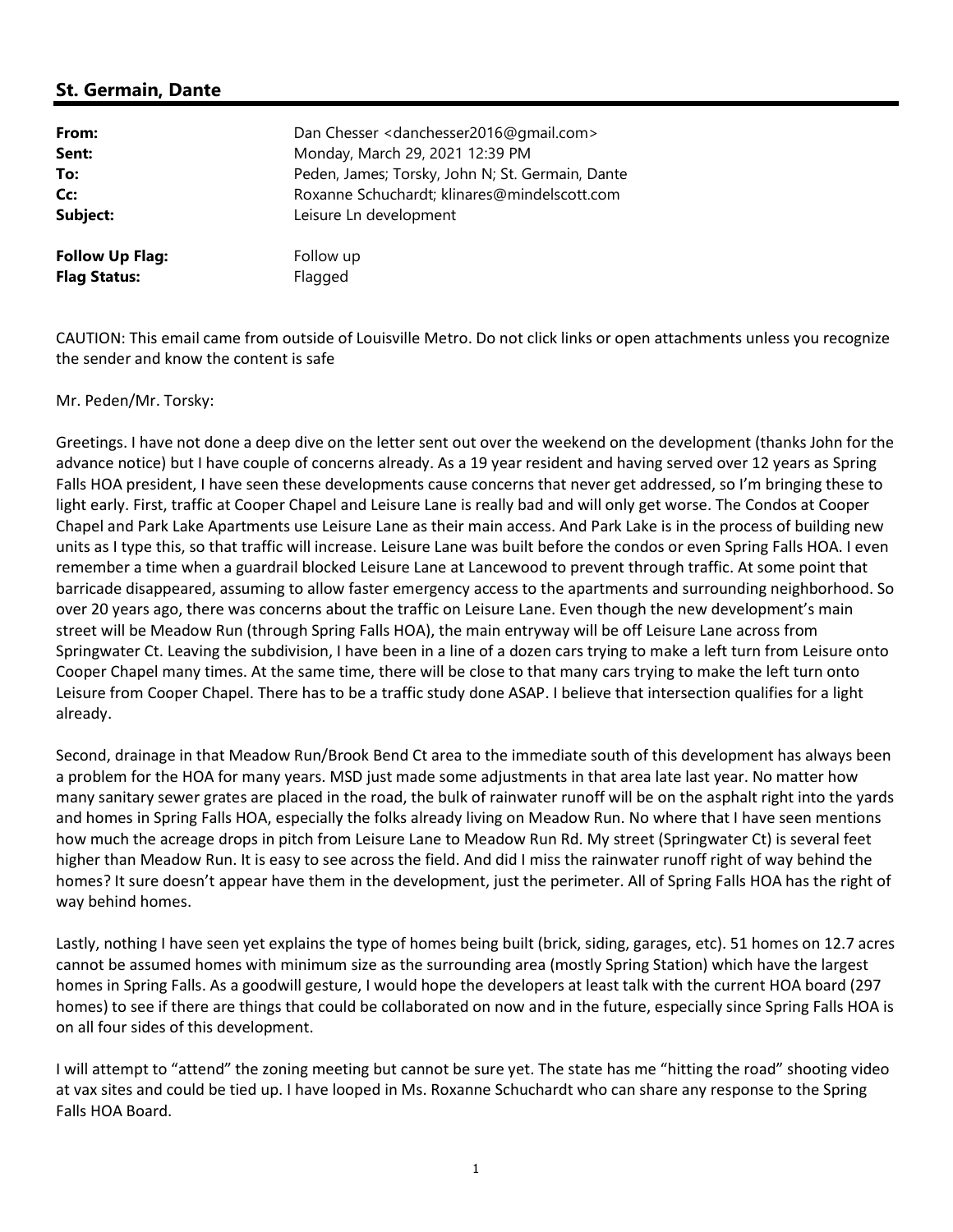## St. Germain, Dante

| | |
|---|---|
| **From:** | Dan Chesser <danchesser2016@gmail.com> |
| **Sent:** | Monday, March 29, 2021 12:39 PM |
| **To:** | Peden, James; Torsky, John N; St. Germain, Dante |
| **Cc:** | Roxanne Schuchardt; klinares@mindelscott.com |
| **Subject:** | Leisure Ln development |
| | |
| **Follow Up Flag:** | Follow up |
| **Flag Status:** | Flagged |

CAUTION: This email came from outside of Louisville Metro. Do not click links or open attachments unless you recognize the sender and know the content is safe

Mr. Peden/Mr. Torsky:

Greetings. I have not done a deep dive on the letter sent out over the weekend on the development (thanks John for the advance notice) but I have couple of concerns already. As a 19 year resident and having served over 12 years as Spring Falls HOA president, I have seen these developments cause concerns that never get addressed, so I'm bringing these to light early. First, traffic at Cooper Chapel and Leisure Lane is really bad and will only get worse. The Condos at Cooper Chapel and Park Lake Apartments use Leisure Lane as their main access. And Park Lake is in the process of building new units as I type this, so that traffic will increase. Leisure Lane was built before the condos or even Spring Falls HOA. I even remember a time when a guardrail blocked Leisure Lane at Lancewood to prevent through traffic. At some point that barricade disappeared, assuming to allow faster emergency access to the apartments and surrounding neighborhood. So over 20 years ago, there was concerns about the traffic on Leisure Lane. Even though the new development's main street will be Meadow Run (through Spring Falls HOA), the main entryway will be off Leisure Lane across from Springwater Ct. Leaving the subdivision, I have been in a line of a dozen cars trying to make a left turn from Leisure onto Cooper Chapel many times. At the same time, there will be close to that many cars trying to make the left turn onto Leisure from Cooper Chapel. There has to be a traffic study done ASAP. I believe that intersection qualifies for a light already.

Second, drainage in that Meadow Run/Brook Bend Ct area to the immediate south of this development has always been a problem for the HOA for many years. MSD just made some adjustments in that area late last year. No matter how many sanitary sewer grates are placed in the road, the bulk of rainwater runoff will be on the asphalt right into the yards and homes in Spring Falls HOA, especially the folks already living on Meadow Run. No where that I have seen mentions how much the acreage drops in pitch from Leisure Lane to Meadow Run Rd. My street (Springwater Ct) is several feet higher than Meadow Run. It is easy to see across the field. And did I miss the rainwater runoff right of way behind the homes? It sure doesn't appear have them in the development, just the perimeter. All of Spring Falls HOA has the right of way behind homes.

Lastly, nothing I have seen yet explains the type of homes being built (brick, siding, garages, etc). 51 homes on 12.7 acres cannot be assumed homes with minimum size as the surrounding area (mostly Spring Station) which have the largest homes in Spring Falls. As a goodwill gesture, I would hope the developers at least talk with the current HOA board (297 homes) to see if there are things that could be collaborated on now and in the future, especially since Spring Falls HOA is on all four sides of this development.

I will attempt to "attend" the zoning meeting but cannot be sure yet. The state has me "hitting the road" shooting video at vax sites and could be tied up. I have looped in Ms. Roxanne Schuchardt who can share any response to the Spring Falls HOA Board.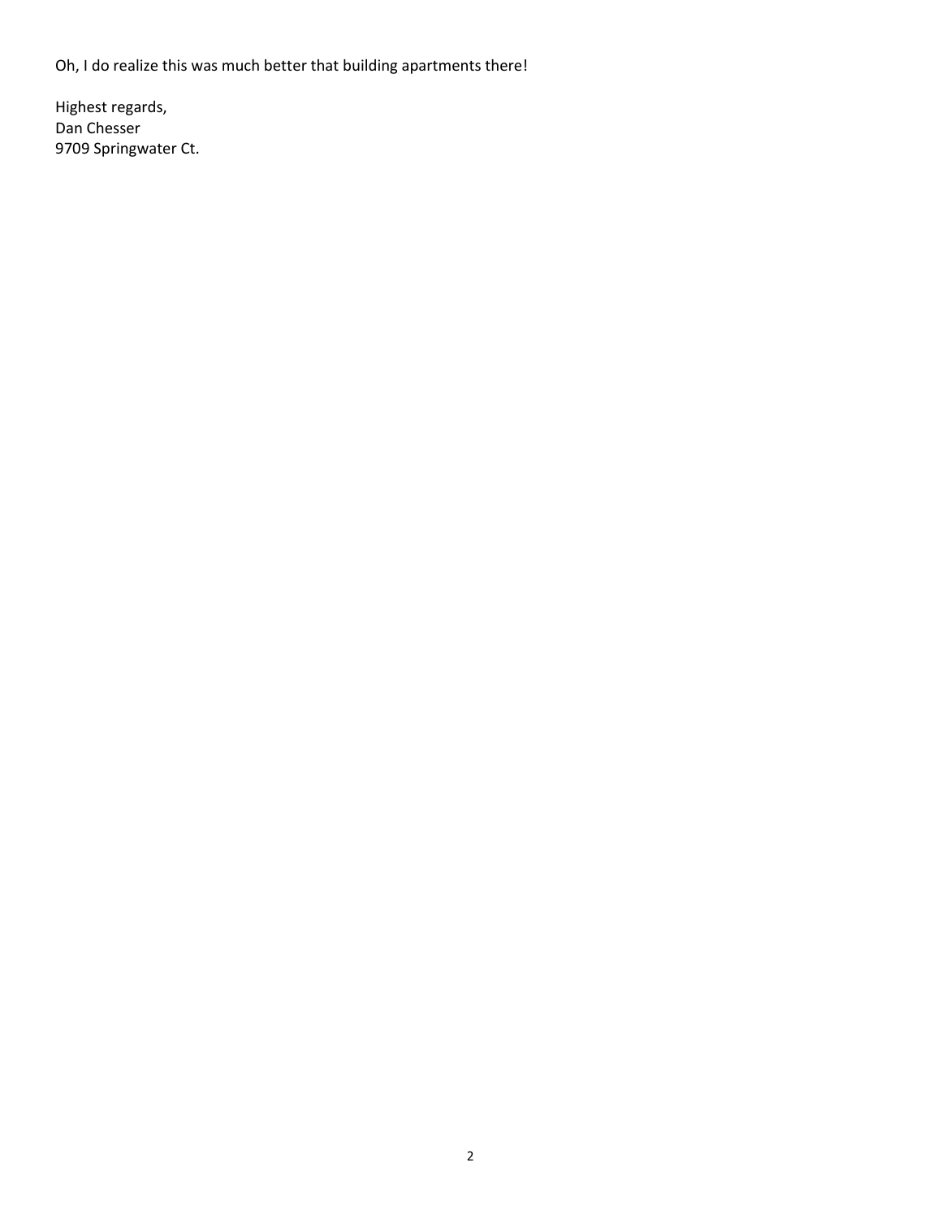Oh, I do realize this was much better that building apartments there!

Highest regards,
Dan Chesser
9709 Springwater Ct.